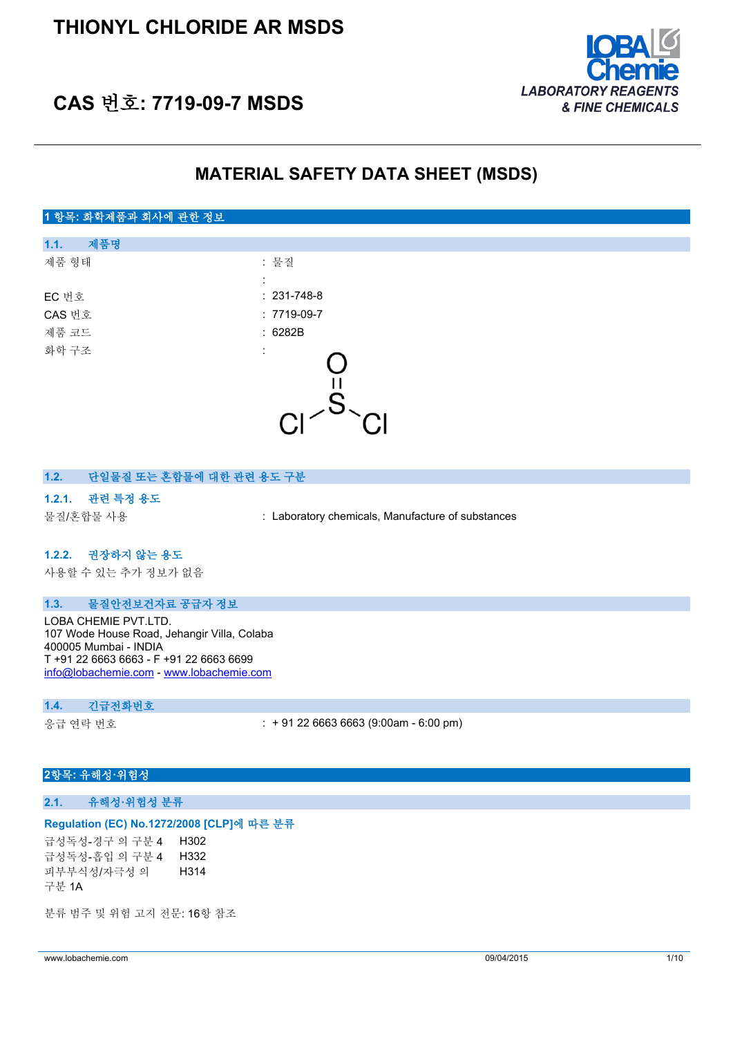# THIONYL CHLORIDE AR MSDS

## CAS 번호: 7719-09-7 MSDS

LOBA Chemie
LABORATORY REAGENTS & FINE CHEMICALS

# MATERIAL SAFETY DATA SHEET (MSDS)

## 1 항목: 화학제품과 회사에 관한 정보

### 1.1. 제품명

| | |
|---|---|
| 제품 형태 | : 물질 |
| | : |
| EC 번호 | : 231-748-8 |
| CAS 번호 | : 7719-09-7 |
| 제품 코드 | : 6282B |
| 화학 구조 | : |

### 1.2. 단일물질 또는 혼합물에 대한 관련 용도 구분

#### 1.2.1. 관련 특정 용도

물질/혼합물 사용 : Laboratory chemicals, Manufacture of substances

#### 1.2.2. 권장하지 않는 용도

사용할 수 있는 추가 정보가 없음

### 1.3. 물질안전보건자료 공급자 정보

LOBA CHEMIE PVT.LTD.
107 Wode House Road, Jehangir Villa, Colaba
400005 Mumbai - INDIA
T +91 22 6663 6663 - F +91 22 6663 6699
info@lobachemie.com - www.lobachemie.com

### 1.4. 긴급전화번호

응급 연락 번호 : + 91 22 6663 6663 (9:00am - 6:00 pm)

## 2항목: 유해성·위험성

### 2.1. 유해성·위험성 분류

**Regulation (EC) No.1272/2008 [CLP]에 따른 분류**

| | |
|---|---|
| 급성독성-경구 의 구분 4 | H302 |
| 급성독성-흡입 의 구분 4 | H332 |
| 피부부식성/자극성 의 구분 1A | H314 |

분류 범주 및 위험 고지 전문: 16항 참조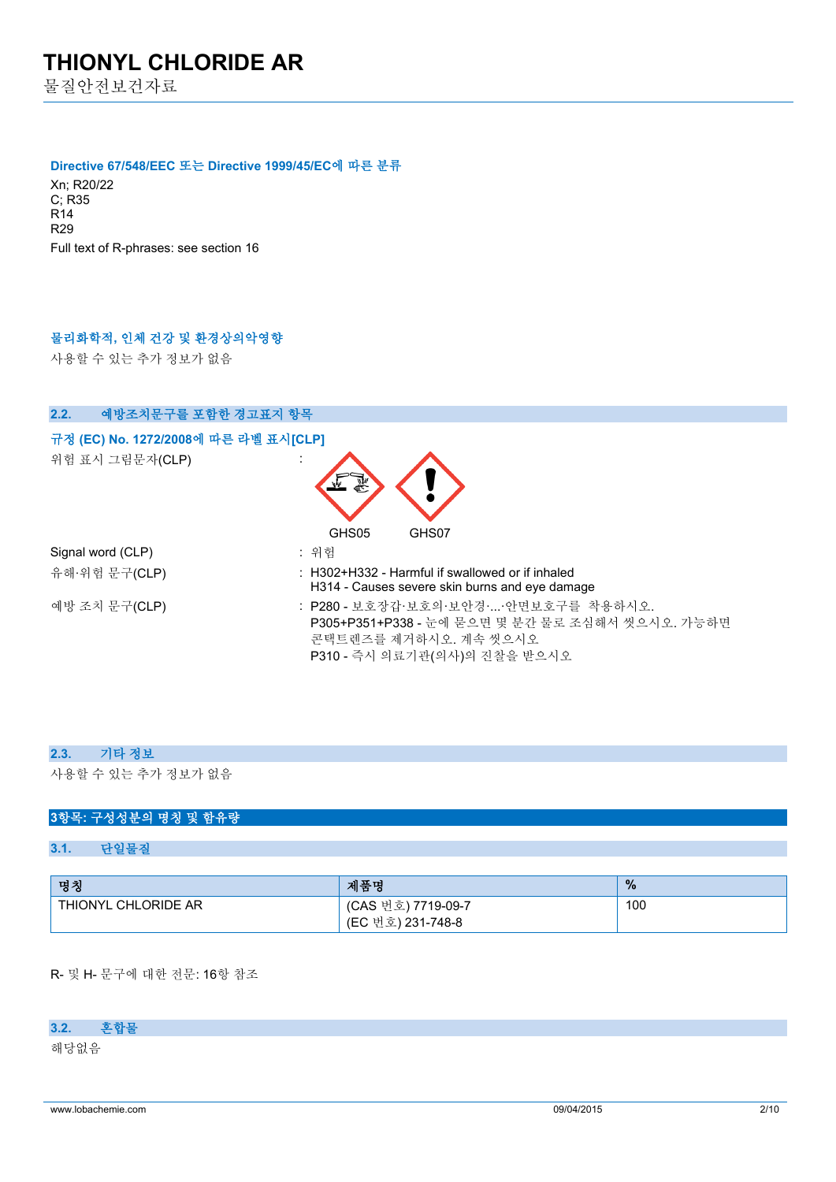#### Directive 67/548/EEC 또는 Directive 1999/45/EC에 따른 분류

Xn; R20/22
C; R35
R14
R29

Full text of R-phrases: see section 16

#### 물리화학적, 인체 건강 및 환경상의악영향

사용할 수 있는 추가 정보가 없음

### 2.2. 예방조치문구를 포함한 경고표지 항목

#### 규정 (EC) No. 1272/2008에 따른 라벨 표시[CLP]

위험 표시 그림문자(CLP) :

GHS05 GHS07

Signal word (CLP) : 위험

유해·위험 문구(CLP) : H302+H332 - Harmful if swallowed or if inhaled
H314 - Causes severe skin burns and eye damage

예방 조치 문구(CLP) : P280 - 보호장갑·보호의·보안경·...·안면보호구를 착용하시오.
P305+P351+P338 - 눈에 묻으면 몇 분간 물로 조심해서 씻으시오. 가능하면 콘택트렌즈를 제거하시오. 계속 씻으시오
P310 - 즉시 의료기관(의사)의 진찰을 받으시오

### 2.3. 기타 정보

사용할 수 있는 추가 정보가 없음

## 3항목: 구성성분의 명칭 및 함유량

### 3.1. 단일물질

| 명칭 | 제품명 | % |
|---|---|---|
| THIONYL CHLORIDE AR | (CAS 번호) 7719-09-7<br>(EC 번호) 231-748-8 | 100 |

R- 및 H- 문구에 대한 전문: 16항 참조

### 3.2. 혼합물

해당없음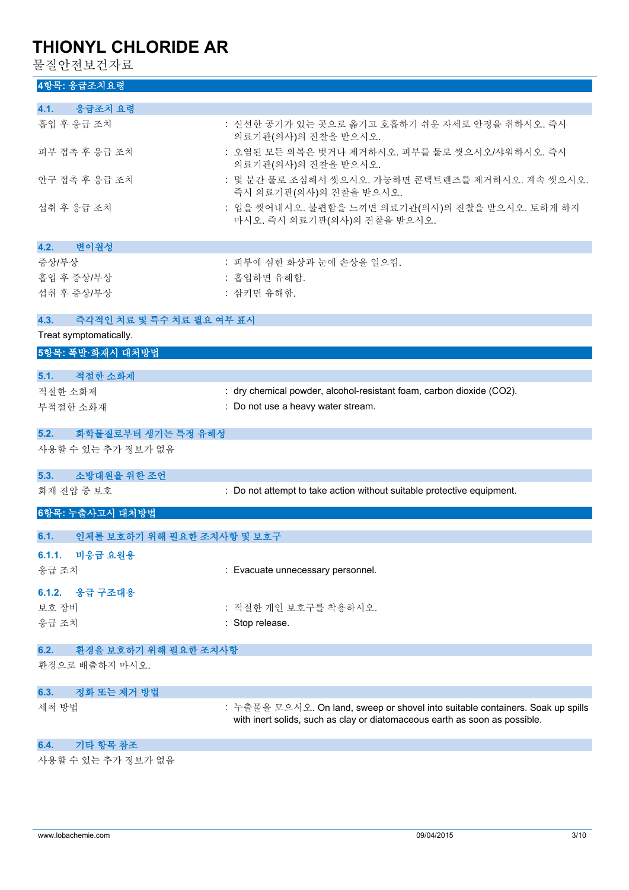## 4항목: 응급조치요령

### 4.1. 응급조치 요령

| | |
|---|---|
| 흡입 후 응급 조치 | : 신선한 공기가 있는 곳으로 옮기고 호흡하기 쉬운 자세로 안정을 취하시오. 즉시 의료기관(의사)의 진찰을 받으시오. |
| 피부 접촉 후 응급 조치 | : 오염된 모든 의복은 벗거나 제거하시오. 피부를 물로 씻으시오/샤워하시오. 즉시 의료기관(의사)의 진찰을 받으시오. |
| 안구 접촉 후 응급 조치 | : 몇 분간 물로 조심해서 씻으시오. 가능하면 콘택트렌즈를 제거하시오. 계속 씻으시오. 즉시 의료기관(의사)의 진찰을 받으시오. |
| 섭취 후 응급 조치 | : 입을 씻어내시오. 불편함을 느끼면 의료기관(의사)의 진찰을 받으시오. 토하게 하지 마시오. 즉시 의료기관(의사)의 진찰을 받으시오. |

### 4.2. 변이원성

| | |
|---|---|
| 증상/부상 | : 피부에 심한 화상과 눈에 손상을 일으킴. |
| 흡입 후 증상/부상 | : 흡입하면 유해함. |
| 섭취 후 증상/부상 | : 삼키면 유해함. |

### 4.3. 즉각적인 치료 및 특수 치료 필요 여부 표시

Treat symptomatically.

## 5항목: 폭발·화재시 대처방법

### 5.1. 적절한 소화제

| | |
|---|---|
| 적절한 소화제 | : dry chemical powder, alcohol-resistant foam, carbon dioxide ($CO_2$). |
| 부적절한 소화재 | : Do not use a heavy water stream. |

### 5.2. 화학물질로부터 생기는 특정 유해성

사용할 수 있는 추가 정보가 없음

### 5.3. 소방대원을 위한 조언

| | |
|---|---|
| 화재 진압 중 보호 | : Do not attempt to take action without suitable protective equipment. |

## 6항목: 누출사고시 대처방법

### 6.1. 인체를 보호하기 위해 필요한 조치사항 및 보호구

#### 6.1.1. 비응급 요원용

| | |
|---|---|
| 응급 조치 | : Evacuate unnecessary personnel. |

#### 6.1.2. 응급 구조대용

| | |
|---|---|
| 보호 장비 | : 적절한 개인 보호구를 착용하시오. |
| 응급 조치 | : Stop release. |

### 6.2. 환경을 보호하기 위해 필요한 조치사항

환경으로 배출하지 마시오.

### 6.3. 정화 또는 제거 방법

| | |
|---|---|
| 세척 방법 | : 누출물을 모으시오. On land, sweep or shovel into suitable containers. Soak up spills with inert solids, such as clay or diatomaceous earth as soon as possible. |

### 6.4. 기타 항목 참조

사용할 수 있는 추가 정보가 없음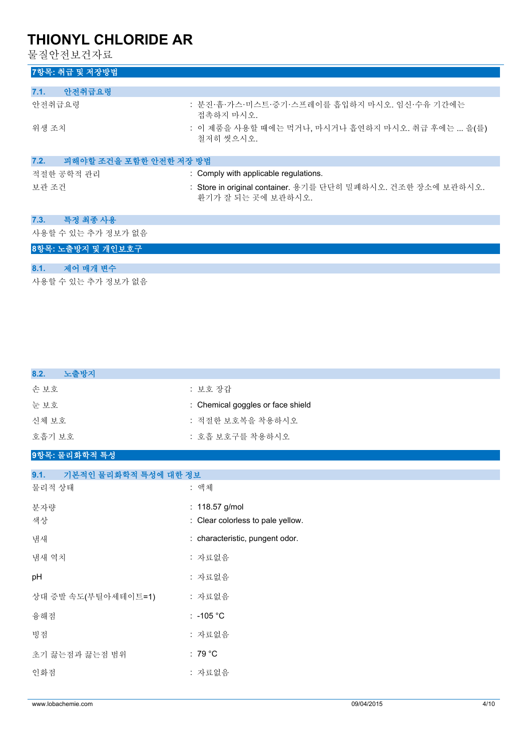## 7항목: 취급 및 저장방법

### 7.1. 안전취급요령

| | |
|---|---|
| 안전취급요령 | : 분진·흄·가스·미스트·증기·스프레이를 흡입하지 마시오. 임신·수유 기간에는 접촉하지 마시오. |
| 위생 조치 | : 이 제품을 사용할 때에는 먹거나, 마시거나 흡연하지 마시오. 취급 후에는 ... 을(를) 철저히 씻으시오. |

### 7.2. 피해야할 조건을 포함한 안전한 저장 방법

| | |
|---|---|
| 적절한 공학적 관리 | : Comply with applicable regulations. |
| 보관 조건 | : Store in original container. 용기를 단단히 밀폐하시오. 건조한 장소에 보관하시오. 환기가 잘 되는 곳에 보관하시오. |

### 7.3. 특정 최종 사용

사용할 수 있는 추가 정보가 없음

## 8항목: 노출방지 및 개인보호구

### 8.1. 제어 매개 변수

사용할 수 있는 추가 정보가 없음

### 8.2. 노출방지

| | |
|---|---|
| 손 보호 | : 보호 장갑 |
| 눈 보호 | : Chemical goggles or face shield |
| 신체 보호 | : 적절한 보호복을 착용하시오 |
| 호흡기 보호 | : 호흡 보호구를 착용하시오 |

## 9항목: 물리화학적 특성

### 9.1. 기본적인 물리화학적 특성에 대한 정보

| | |
|---|---|
| 물리적 상태 | : 액체 |
| 분자량 | : 118.57 g/mol |
| 색상 | : Clear colorless to pale yellow. |
| 냄새 | : characteristic, pungent odor. |
| 냄새 역치 | : 자료없음 |
| pH | : 자료없음 |
| 상대 증발 속도(부틸아세테이트=1) | : 자료없음 |
| 융해점 | : -105 °C |
| 빙점 | : 자료없음 |
| 초기 끓는점과 끓는점 범위 | : 79 °C |
| 인화점 | : 자료없음 |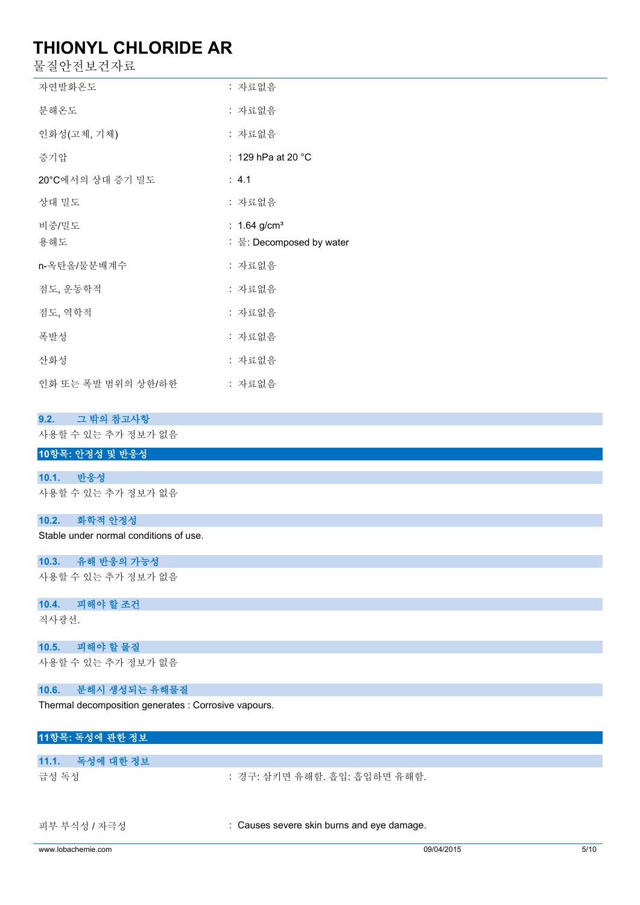| | |
|---|---|
| 자연발화온도 | : 자료없음 |
| 분해온도 | : 자료없음 |
| 인화성(고체, 기체) | : 자료없음 |
| 증기압 | : 129 hPa at 20 °C |
| 20°C에서의 상대 증기 밀도 | : 4.1 |
| 상대 밀도 | : 자료없음 |
| 비중/밀도 | : 1.64 g/cm³ |
| 용해도 | : 물: Decomposed by water |
| n-옥탄올/물분배계수 | : 자료없음 |
| 점도, 운동학적 | : 자료없음 |
| 점도, 역학적 | : 자료없음 |
| 폭발성 | : 자료없음 |
| 산화성 | : 자료없음 |
| 인화 또는 폭발 범위의 상한/하한 | : 자료없음 |

### 9.2. 그 밖의 참고사항

사용할 수 있는 추가 정보가 없음

## 10항목: 안정성 및 반응성

### 10.1. 반응성

사용할 수 있는 추가 정보가 없음

### 10.2. 화학적 안정성

Stable under normal conditions of use.

### 10.3. 유해 반응의 가능성

사용할 수 있는 추가 정보가 없음

### 10.4. 피해야 할 조건

직사광선.

### 10.5. 피해야 할 물질

사용할 수 있는 추가 정보가 없음

### 10.6. 분해시 생성되는 유해물질

Thermal decomposition generates : Corrosive vapours.

## 11항목: 독성에 관한 정보

### 11.1. 독성에 대한 정보

| | |
|---|---|
| 급성 독성 | : 경구: 삼키면 유해함. 흡입: 흡입하면 유해함. |
| 피부 부식성 / 자극성 | : Causes severe skin burns and eye damage. |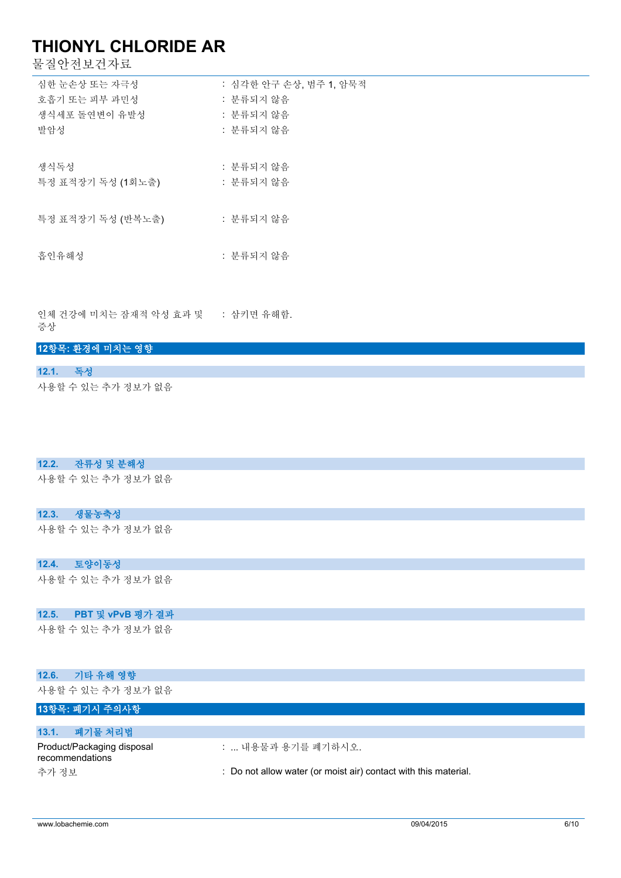| | |
|---|---|
| 심한 눈손상 또는 자극성 | : 심각한 안구 손상, 범주 1, 암묵적 |
| 호흡기 또는 피부 과민성 | : 분류되지 않음 |
| 생식세포 돌연변이 유발성 | : 분류되지 않음 |
| 발암성 | : 분류되지 않음 |
| 생식독성 | : 분류되지 않음 |
| 특정 표적장기 독성 (1회노출) | : 분류되지 않음 |
| 특정 표적장기 독성 (반복노출) | : 분류되지 않음 |
| 흡인유해성 | : 분류되지 않음 |
| 인체 건강에 미치는 잠재적 악성 효과 및 증상 | : 삼키면 유해함. |

## 12항목: 환경에 미치는 영향

### 12.1. 독성

사용할 수 있는 추가 정보가 없음

### 12.2. 잔류성 및 분해성

사용할 수 있는 추가 정보가 없음

### 12.3. 생물농축성

사용할 수 있는 추가 정보가 없음

### 12.4. 토양이동성

사용할 수 있는 추가 정보가 없음

### 12.5. PBT 및 vPvB 평가 결과

사용할 수 있는 추가 정보가 없음

### 12.6. 기타 유해 영향

사용할 수 있는 추가 정보가 없음

## 13항목: 폐기시 주의사항

### 13.1. 폐기물 처리법

| | |
|---|---|
| Product/Packaging disposal recommendations | : ... 내용물과 용기를 폐기하시오. |
| 추가 정보 | : Do not allow water (or moist air) contact with this material. |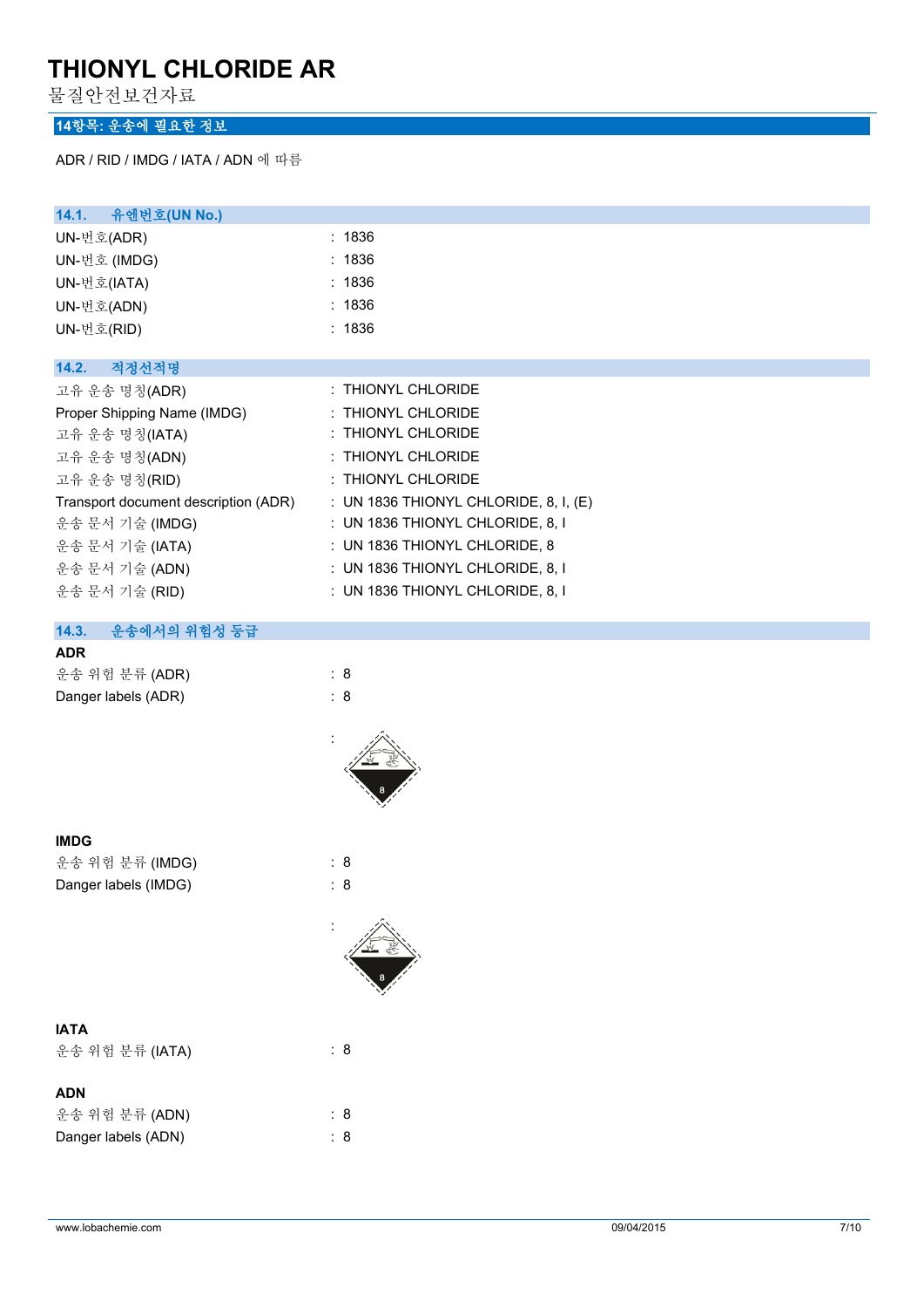# THIONYL CHLORIDE AR

물질안전보건자료

## 14항목: 운송에 필요한 정보

ADR / RID / IMDG / IATA / ADN 에 따름

### 14.1. 유엔번호(UN No.)

| | |
|---|---|
| UN-번호(ADR) | : 1836 |
| UN-번호 (IMDG) | : 1836 |
| UN-번호(IATA) | : 1836 |
| UN-번호(ADN) | : 1836 |
| UN-번호(RID) | : 1836 |

### 14.2. 적정선적명

| | |
|---|---|
| 고유 운송 명칭(ADR) | : THIONYL CHLORIDE |
| Proper Shipping Name (IMDG) | : THIONYL CHLORIDE |
| 고유 운송 명칭(IATA) | : THIONYL CHLORIDE |
| 고유 운송 명칭(ADN) | : THIONYL CHLORIDE |
| 고유 운송 명칭(RID) | : THIONYL CHLORIDE |
| Transport document description (ADR) | : UN 1836 THIONYL CHLORIDE, 8, I, (E) |
| 운송 문서 기술 (IMDG) | : UN 1836 THIONYL CHLORIDE, 8, I |
| 운송 문서 기술 (IATA) | : UN 1836 THIONYL CHLORIDE, 8 |
| 운송 문서 기술 (ADN) | : UN 1836 THIONYL CHLORIDE, 8, I |
| 운송 문서 기술 (RID) | : UN 1836 THIONYL CHLORIDE, 8, I |

### 14.3. 운송에서의 위험성 등급

**ADR**

| | |
|---|---|
| 운송 위험 분류 (ADR) | : 8 |
| Danger labels (ADR) | : 8 |

:

**IMDG**

| | |
|---|---|
| 운송 위험 분류 (IMDG) | : 8 |
| Danger labels (IMDG) | : 8 |

:

**IATA**

| | |
|---|---|
| 운송 위험 분류 (IATA) | : 8 |

**ADN**

| | |
|---|---|
| 운송 위험 분류 (ADN) | : 8 |
| Danger labels (ADN) | : 8 |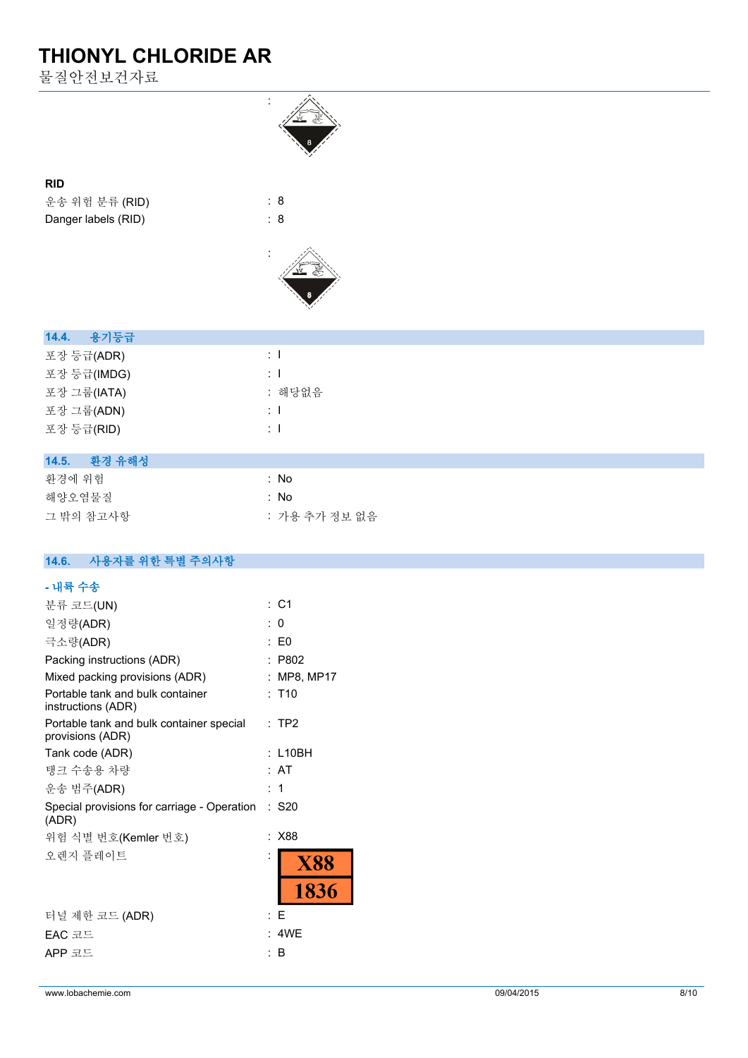:

**RID**

| | |
|---|---|
| 운송 위험 분류 (RID) | : 8 |
| Danger labels (RID) | : 8 |

:

## 14.4. 용기등급

| | |
|---|---|
| 포장 등급(ADR) | : I |
| 포장 등급(IMDG) | : I |
| 포장 그룹(IATA) | : 해당없음 |
| 포장 그룹(ADN) | : I |
| 포장 등급(RID) | : I |

## 14.5. 환경 유해성

| | |
|---|---|
| 환경에 위험 | : No |
| 해양오염물질 | : No |
| 그 밖의 참고사항 | : 가용 추가 정보 없음 |

## 14.6. 사용자를 위한 특별 주의사항

**- 내륙 수송**

| | |
|---|---|
| 분류 코드(UN) | : C1 |
| 일정량(ADR) | : 0 |
| 극소량(ADR) | : E0 |
| Packing instructions (ADR) | : P802 |
| Mixed packing provisions (ADR) | : MP8, MP17 |
| Portable tank and bulk container instructions (ADR) | : T10 |
| Portable tank and bulk container special provisions (ADR) | : TP2 |
| Tank code (ADR) | : L10BH |
| 탱크 수송용 차량 | : AT |
| 운송 범주(ADR) | : 1 |
| Special provisions for carriage - Operation (ADR) | : S20 |
| 위험 식별 번호(Kemler 번호) | : X88 |
| 오렌지 플레이트 | : X88 / 1836 |
| 터널 제한 코드 (ADR) | : E |
| EAC 코드 | : 4WE |
| APP 코드 | : B |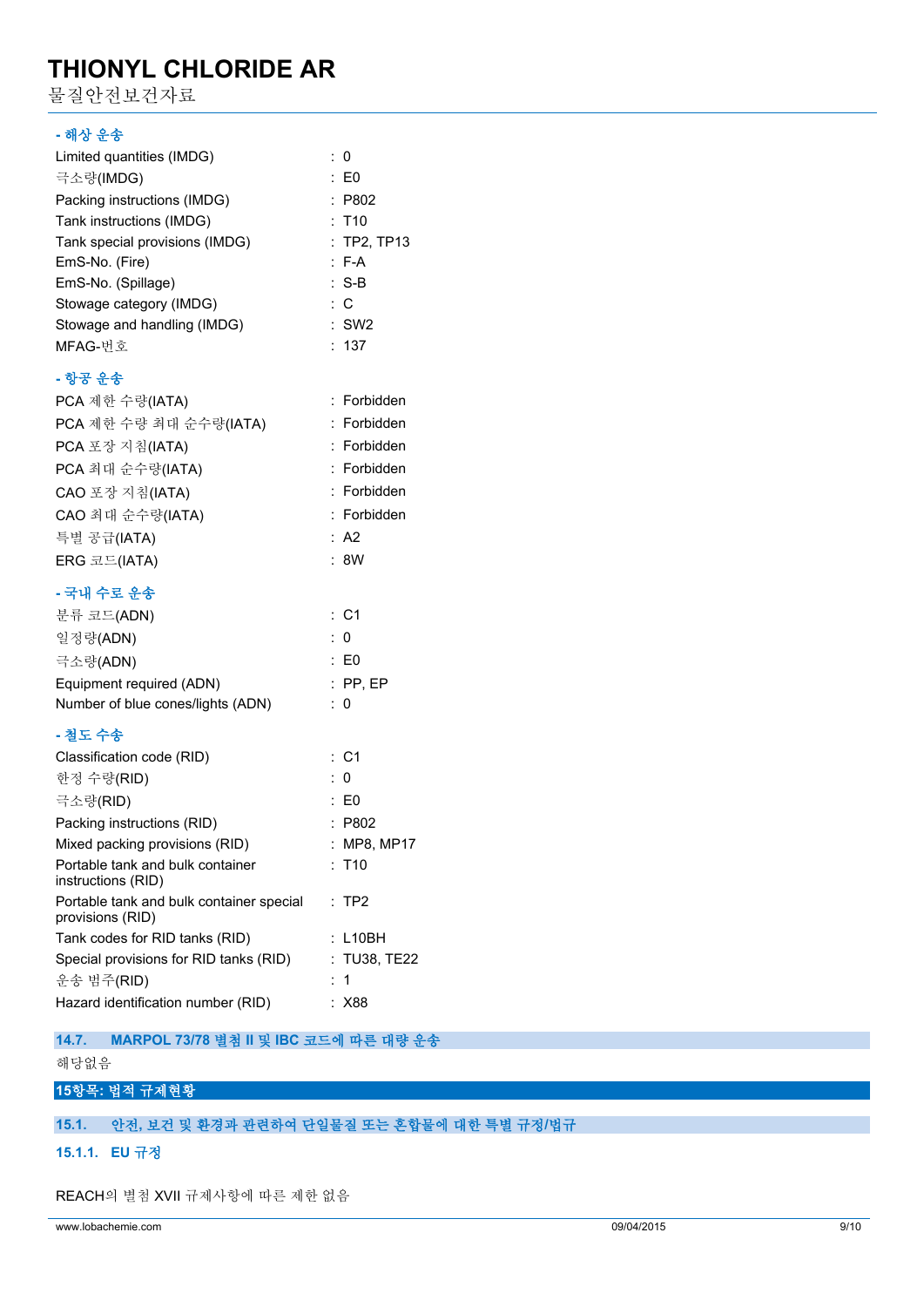**- 해상 운송**

| | |
|---|---|
| Limited quantities (IMDG) | : 0 |
| 극소량(IMDG) | : E0 |
| Packing instructions (IMDG) | : P802 |
| Tank instructions (IMDG) | : T10 |
| Tank special provisions (IMDG) | : TP2, TP13 |
| EmS-No. (Fire) | : F-A |
| EmS-No. (Spillage) | : S-B |
| Stowage category (IMDG) | : C |
| Stowage and handling (IMDG) | : SW2 |
| MFAG-번호 | : 137 |

**- 항공 운송**

| | |
|---|---|
| PCA 제한 수량(IATA) | : Forbidden |
| PCA 제한 수량 최대 순수량(IATA) | : Forbidden |
| PCA 포장 지침(IATA) | : Forbidden |
| PCA 최대 순수량(IATA) | : Forbidden |
| CAO 포장 지침(IATA) | : Forbidden |
| CAO 최대 순수량(IATA) | : Forbidden |
| 특별 공급(IATA) | : A2 |
| ERG 코드(IATA) | : 8W |

**- 국내 수로 운송**

| | |
|---|---|
| 분류 코드(ADN) | : C1 |
| 일정량(ADN) | : 0 |
| 극소량(ADN) | : E0 |
| Equipment required (ADN) | : PP, EP |
| Number of blue cones/lights (ADN) | : 0 |

**- 철도 수송**

| | |
|---|---|
| Classification code (RID) | : C1 |
| 한정 수량(RID) | : 0 |
| 극소량(RID) | : E0 |
| Packing instructions (RID) | : P802 |
| Mixed packing provisions (RID) | : MP8, MP17 |
| Portable tank and bulk container instructions (RID) | : T10 |
| Portable tank and bulk container special provisions (RID) | : TP2 |
| Tank codes for RID tanks (RID) | : L10BH |
| Special provisions for RID tanks (RID) | : TU38, TE22 |
| 운송 범주(RID) | : 1 |
| Hazard identification number (RID) | : X88 |

### 14.7. MARPOL 73/78 별첨 II 및 IBC 코드에 따른 대량 운송

해당없음

## 15항목: 법적 규제현황

### 15.1. 안전, 보건 및 환경과 관련하여 단일물질 또는 혼합물에 대한 특별 규정/법규

#### 15.1.1. EU 규정

REACH의 별첨 XVII 규제사항에 따른 제한 없음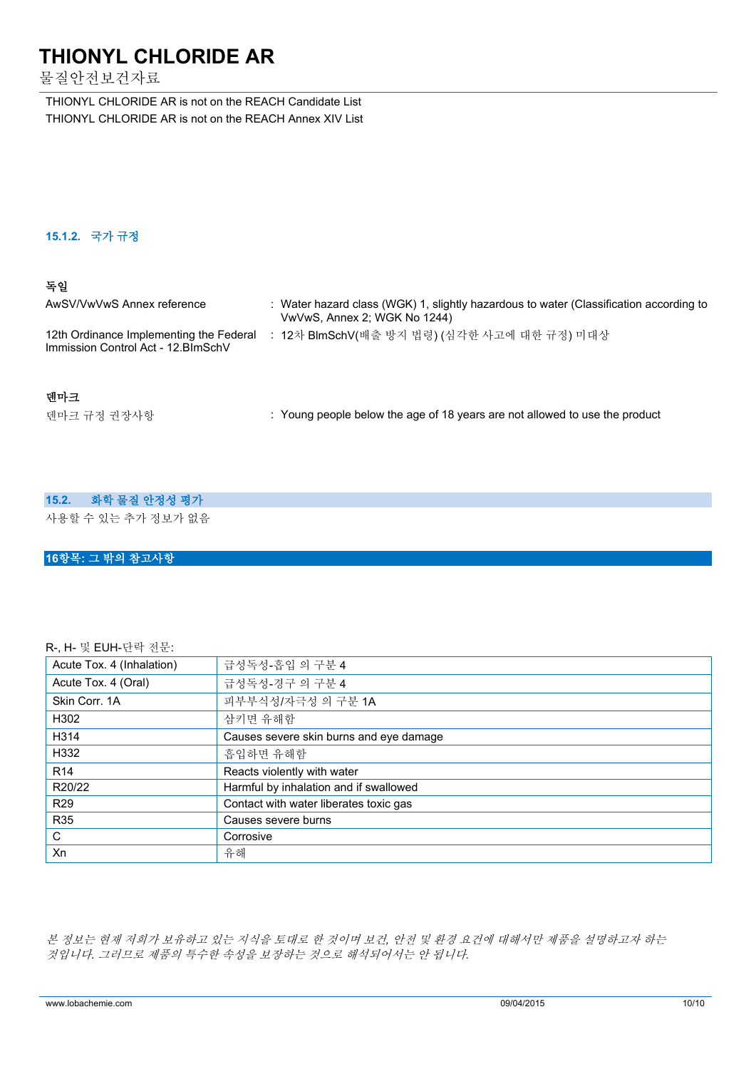THIONYL CHLORIDE AR is not on the REACH Candidate List
THIONYL CHLORIDE AR is not on the REACH Annex XIV List

#### 15.1.2. 국가 규정

**독일**

| | | |
|---|---|---|
| AwSV/VwVwS Annex reference | : | Water hazard class (WGK) 1, slightly hazardous to water (Classification according to VwVwS, Annex 2; WGK No 1244) |
| 12th Ordinance Implementing the Federal Immission Control Act - 12.BImSchV | : | 12차 BImSchV(배출 방지 법령) (심각한 사고에 대한 규정) 미대상 |

**덴마크**

| | | |
|---|---|---|
| 덴마크 규정 권장사항 | : | Young people below the age of 18 years are not allowed to use the product |

### 15.2. 화학 물질 안정성 평가

사용할 수 있는 추가 정보가 없음

## 16항목: 그 밖의 참고사항

R-, H- 및 EUH-단락 전문:

| | |
|---|---|
| Acute Tox. 4 (Inhalation) | 급성독성-흡입 의 구분 4 |
| Acute Tox. 4 (Oral) | 급성독성-경구 의 구분 4 |
| Skin Corr. 1A | 피부부식성/자극성 의 구분 1A |
| H302 | 삼키면 유해함 |
| H314 | Causes severe skin burns and eye damage |
| H332 | 흡입하면 유해함 |
| R14 | Reacts violently with water |
| R20/22 | Harmful by inhalation and if swallowed |
| R29 | Contact with water liberates toxic gas |
| R35 | Causes severe burns |
| C | Corrosive |
| Xn | 유해 |

*본 정보는 현재 저희가 보유하고 있는 지식을 토대로 한 것이며 보건, 안전 및 환경 요건에 대해서만 제품을 설명하고자 하는 것입니다. 그러므로 제품의 특수한 속성을 보장하는 것으로 해석되어서는 안 됩니다.*